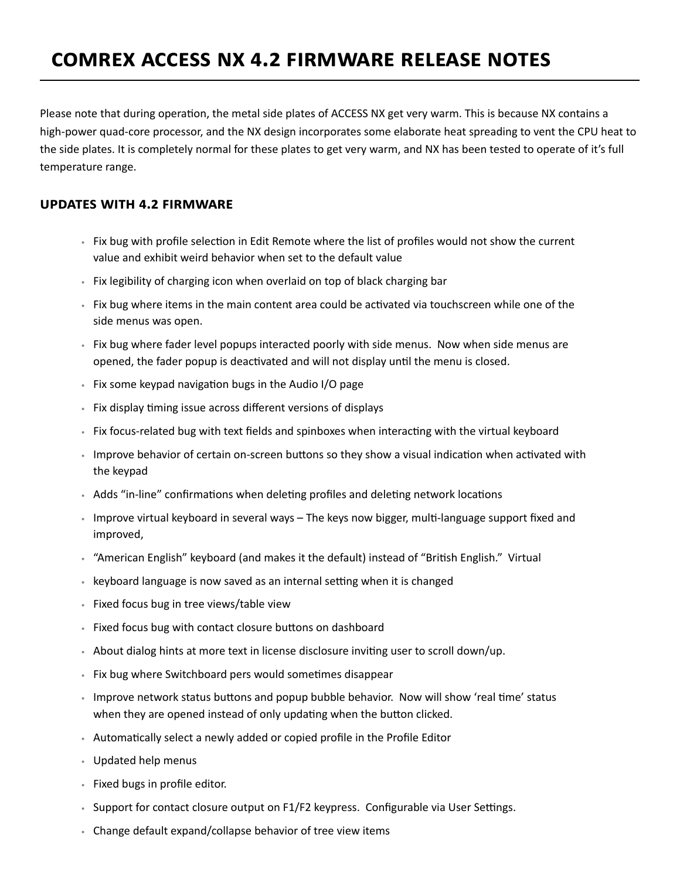# COMREX ACCESS NX 4.2 FIRMWARE RELEASE NOTES

Please note that during operation, the metal side plates of ACCESS NX get very warm. This is because NX contains a high-power quad-core processor, and the NX design incorporates some elaborate heat spreading to vent the CPU heat to the side plates. It is completely normal for these plates to get very warm, and NX has been tested to operate of it's full temperature range.

## UPDATES WITH 4.2 FIRMWARE

- Fix bug with profile selection in Edit Remote where the list of profiles would not show the current value and exhibit weird behavior when set to the default value
- Fix legibility of charging icon when overlaid on top of black charging bar
- Fix bug where items in the main content area could be activated via touchscreen while one of the side menus was open.
- Fix bug where fader level popups interacted poorly with side menus. Now when side menus are opened, the fader popup is deactivated and will not display until the menu is closed.
- Fix some keypad navigation bugs in the Audio I/O page
- Fix display timing issue across different versions of displays
- Fix focus-related bug with text fields and spinboxes when interacting with the virtual keyboard
- Improve behavior of certain on-screen buttons so they show a visual indication when activated with the keypad
- Adds "in-line" confirmations when deleting profiles and deleting network locations
- Improve virtual keyboard in several ways – The keys now bigger, multi-language support fixed and improved,
- "American English" keyboard (and makes it the default) instead of "British English." Virtual
- keyboard language is now saved as an internal setting when it is changed
- Fixed focus bug in tree views/table view
- Fixed focus bug with contact closure buttons on dashboard
- About dialog hints at more text in license disclosure inviting user to scroll down/up.
- Fix bug where Switchboard pers would sometimes disappear
- Improve network status buttons and popup bubble behavior. Now will show 'real time' status when they are opened instead of only updating when the button clicked.
- Automatically select a newly added or copied profile in the Profile Editor
- Updated help menus
- Fixed bugs in profile editor.
- Support for contact closure output on F1/F2 keypress. Configurable via User Settings.
- Change default expand/collapse behavior of tree view items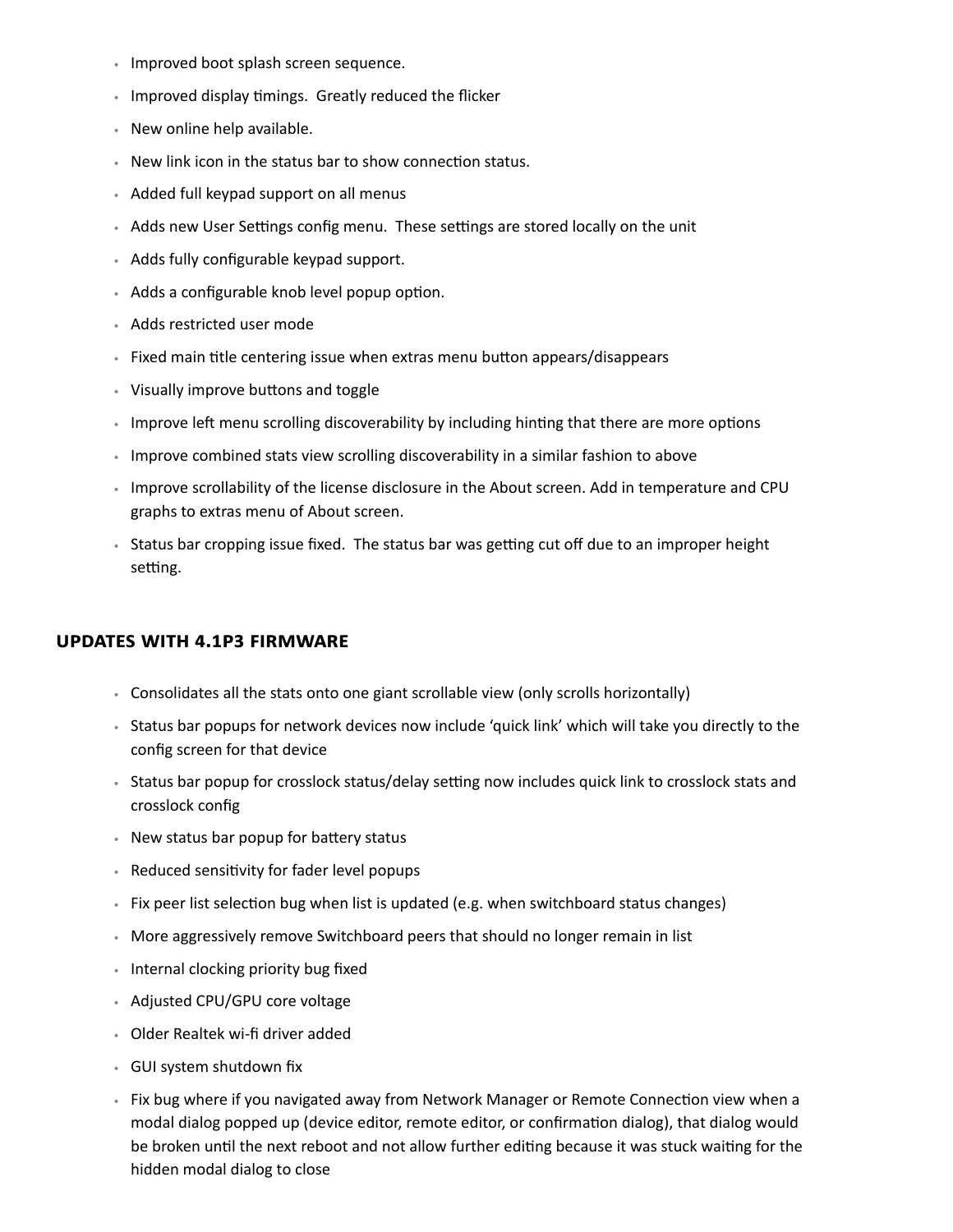- Improved boot splash screen sequence.
- Improved display timings.  Greatly reduced the flicker
- New online help available.
- New link icon in the status bar to show connection status.
- Added full keypad support on all menus
- Adds new User Settings config menu.  These settings are stored locally on the unit
- Adds fully configurable keypad support.
- Adds a configurable knob level popup option.
- Adds restricted user mode
- Fixed main title centering issue when extras menu button appears/disappears
- Visually improve buttons and toggle
- Improve left menu scrolling discoverability by including hinting that there are more options
- Improve combined stats view scrolling discoverability in a similar fashion to above
- Improve scrollability of the license disclosure in the About screen. Add in temperature and CPU graphs to extras menu of About screen.
- Status bar cropping issue fixed.  The status bar was getting cut off due to an improper height setting.

## UPDATES WITH 4.1P3 FIRMWARE

- Consolidates all the stats onto one giant scrollable view (only scrolls horizontally)
- Status bar popups for network devices now include 'quick link' which will take you directly to the config screen for that device
- Status bar popup for crosslock status/delay setting now includes quick link to crosslock stats and crosslock config
- New status bar popup for battery status
- Reduced sensitivity for fader level popups
- Fix peer list selection bug when list is updated (e.g. when switchboard status changes)
- More aggressively remove Switchboard peers that should no longer remain in list
- Internal clocking priority bug fixed
- Adjusted CPU/GPU core voltage
- Older Realtek wi-fi driver added
- GUI system shutdown fix
- Fix bug where if you navigated away from Network Manager or Remote Connection view when a modal dialog popped up (device editor, remote editor, or confirmation dialog), that dialog would be broken until the next reboot and not allow further editing because it was stuck waiting for the hidden modal dialog to close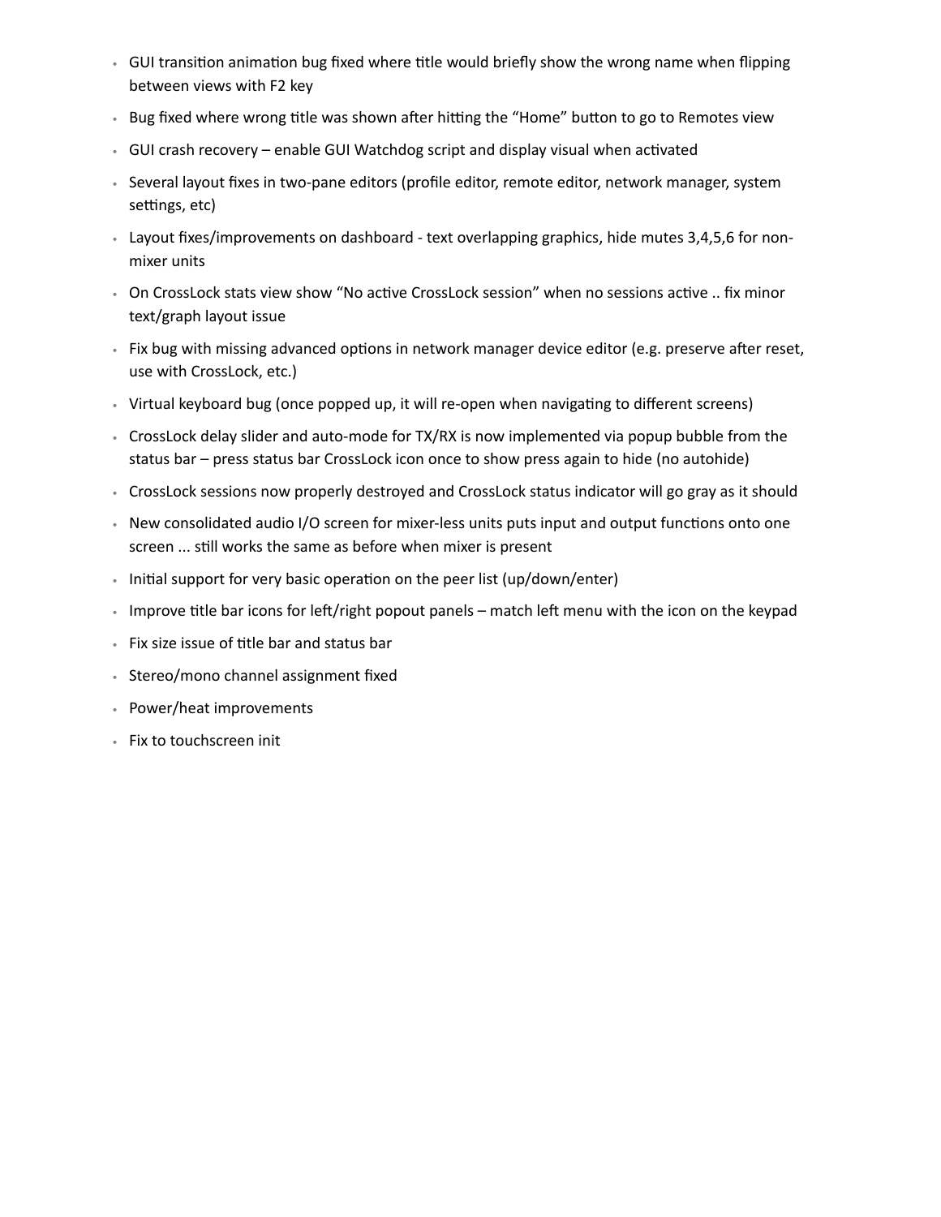- GUI transition animation bug fixed where title would briefly show the wrong name when flipping between views with F2 key
- Bug fixed where wrong title was shown after hitting the “Home” button to go to Remotes view
- GUI crash recovery – enable GUI Watchdog script and display visual when activated
- Several layout fixes in two-pane editors (profile editor, remote editor, network manager, system settings, etc)
- Layout fixes/improvements on dashboard - text overlapping graphics, hide mutes 3,4,5,6 for non-mixer units
- On CrossLock stats view show “No active CrossLock session” when no sessions active .. fix minor text/graph layout issue
- Fix bug with missing advanced options in network manager device editor (e.g. preserve after reset, use with CrossLock, etc.)
- Virtual keyboard bug (once popped up, it will re-open when navigating to different screens)
- CrossLock delay slider and auto-mode for TX/RX is now implemented via popup bubble from the status bar – press status bar CrossLock icon once to show press again to hide (no autohide)
- CrossLock sessions now properly destroyed and CrossLock status indicator will go gray as it should
- New consolidated audio I/O screen for mixer-less units puts input and output functions onto one screen ... still works the same as before when mixer is present
- Initial support for very basic operation on the peer list (up/down/enter)
- Improve title bar icons for left/right popout panels – match left menu with the icon on the keypad
- Fix size issue of title bar and status bar
- Stereo/mono channel assignment fixed
- Power/heat improvements
- Fix to touchscreen init